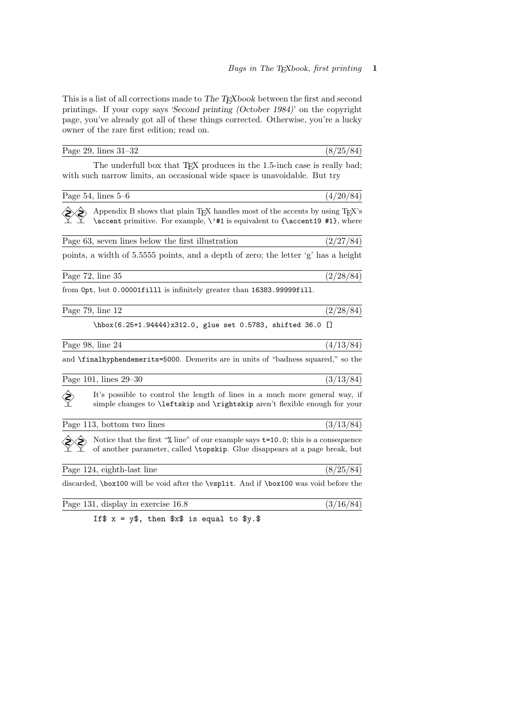This is a list of all corrections made to *The TEXbook* between the first and second printings. If your copy says '*Second printing (October 1984)*' on the copyright page, you've already got all of these things corrected. Otherwise, you're a lucky owner of the rare first edition; read on.

---

Page 29, lines 31–32 (8/25/84)

The underfull box that TEX produces in the 1.5-inch case is really bad; with such narrow limits, an occasional wide space is unavoidable. But try

---

Page 54, lines 5–6 (4/20/84)

Appendix B shows that plain TEX handles most of the accents by using TEX's `\accent` primitive. For example, `\'#1` is equivalent to `{\accent19 #1}`, where

---

Page 63, seven lines below the first illustration (2/27/84)

points, a width of 5.5555 points, and a depth of zero; the letter 'g' has a height

---

Page 72, line 35 (2/28/84)

from `0pt`, but `0.00001filll` is infinitely greater than `16383.99999fill`.

---

Page 79, line 12 (2/28/84)

```
\hbox(6.25+1.94444)x312.0, glue set 0.5783, shifted 36.0 []
```

---

Page 98, line 24 (4/13/84)

and `\finalhyphendemerits=5000`. Demerits are in units of "badness squared," so the

---

Page 101, lines 29–30 (3/13/84)

It's possible to control the length of lines in a much more general way, if simple changes to `\leftskip` and `\rightskip` aren't flexible enough for your

---

Page 113, bottom two lines (3/13/84)

Notice that the first "`%` line" of our example says `t=10.0`; this is a consequence of another parameter, called `\topskip`. Glue disappears at a page break, but

---

Page 124, eighth-last line (8/25/84)

discarded, `\box100` will be void after the `\vsplit`. And if `\box100` was void before the

---

Page 131, display in exercise 16.8 (3/16/84)

```
If$ x = y$, then $x$ is equal to $y.$
```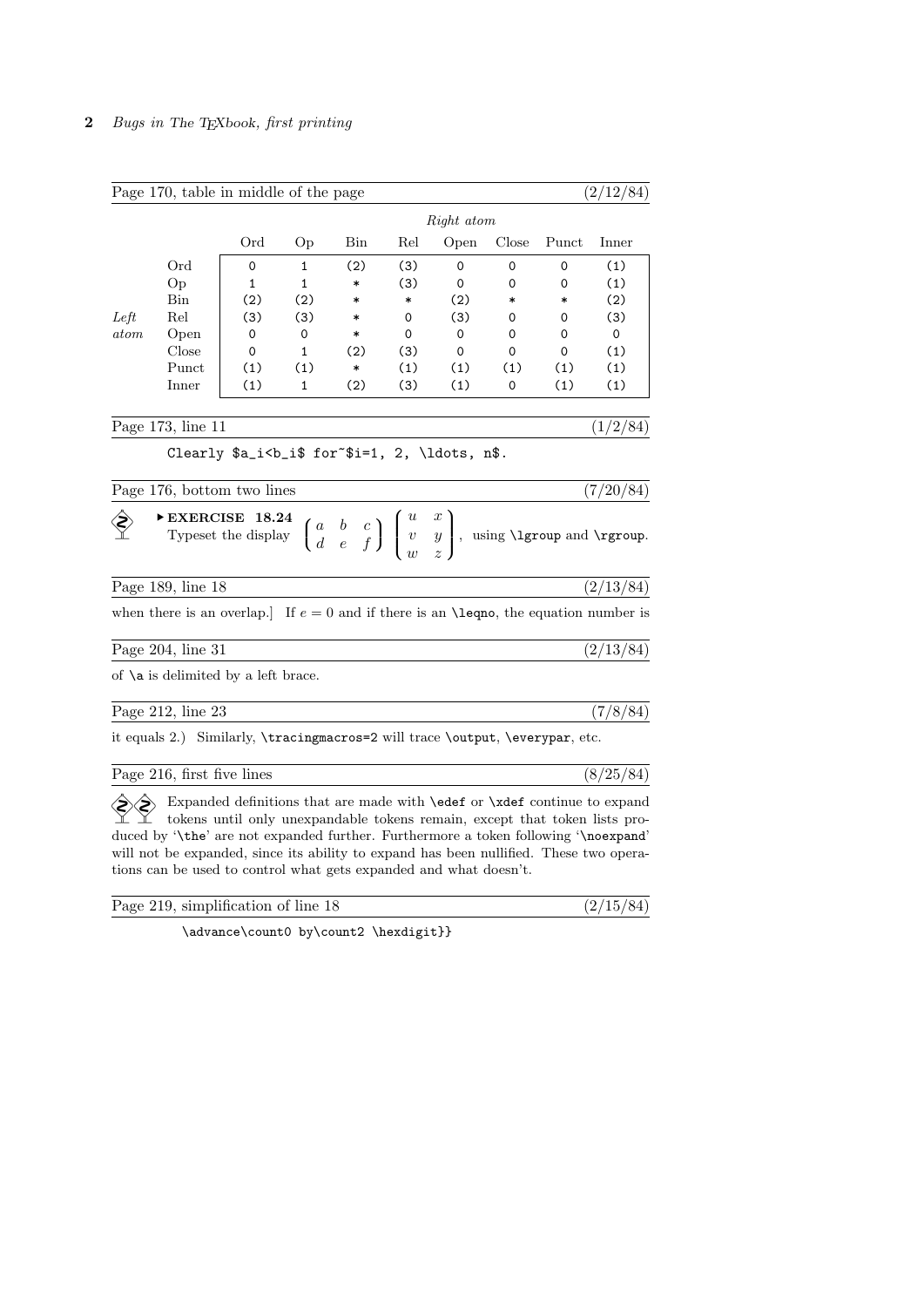Page 170, table in middle of the page (2/12/84)

| | | *Right atom* | | | | | | | |
|---|---|---|---|---|---|---|---|---|---|
| | | Ord | Op | Bin | Rel | Open | Close | Punct | Inner |
| | Ord | 0 | 1 | (2) | (3) | 0 | 0 | 0 | (1) |
| | Op | 1 | 1 | * | (3) | 0 | 0 | 0 | (1) |
| | Bin | (2) | (2) | * | * | (2) | * | * | (2) |
| *Left* | Rel | (3) | (3) | * | 0 | (3) | 0 | 0 | (3) |
| *atom* | Open | 0 | 0 | * | 0 | 0 | 0 | 0 | 0 |
| | Close | 0 | 1 | (2) | (3) | 0 | 0 | 0 | (1) |
| | Punct | (1) | (1) | * | (1) | (1) | (1) | (1) | (1) |
| | Inner | (1) | 1 | (2) | (3) | (1) | 0 | (1) | (1) |

Page 173, line 11 (1/2/84)

```
Clearly $a_i<b_i$ for~$i=1, 2, \ldots, n$.
```

Page 176, bottom two lines (7/20/84)

▸ **EXERCISE 18.24**
Typeset the display $\left\lgroup\matrix{a&b&c\cr d&e&f\cr}\right\rgroup \left\lgroup\matrix{u&x\cr v&y\cr w&z\cr}\right\rgroup$, using `\lgroup` and `\rgroup`.

Page 189, line 18 (2/13/84)

when there is an overlap.] If $e = 0$ and if there is an `\leqno`, the equation number is

Page 204, line 31 (2/13/84)

of `\a` is delimited by a left brace.

Page 212, line 23 (7/8/84)

it equals 2.) Similarly, `\tracingmacros=2` will trace `\output`, `\everypar`, etc.

Page 216, first five lines (8/25/84)

Expanded definitions that are made with `\edef` or `\xdef` continue to expand tokens until only unexpandable tokens remain, except that token lists produced by '`\the`' are not expanded further. Furthermore a token following '`\noexpand`' will not be expanded, since its ability to expand has been nullified. These two operations can be used to control what gets expanded and what doesn't.

Page 219, simplification of line 18 (2/15/84)

```
\advance\count0 by\count2 \hexdigit}}
```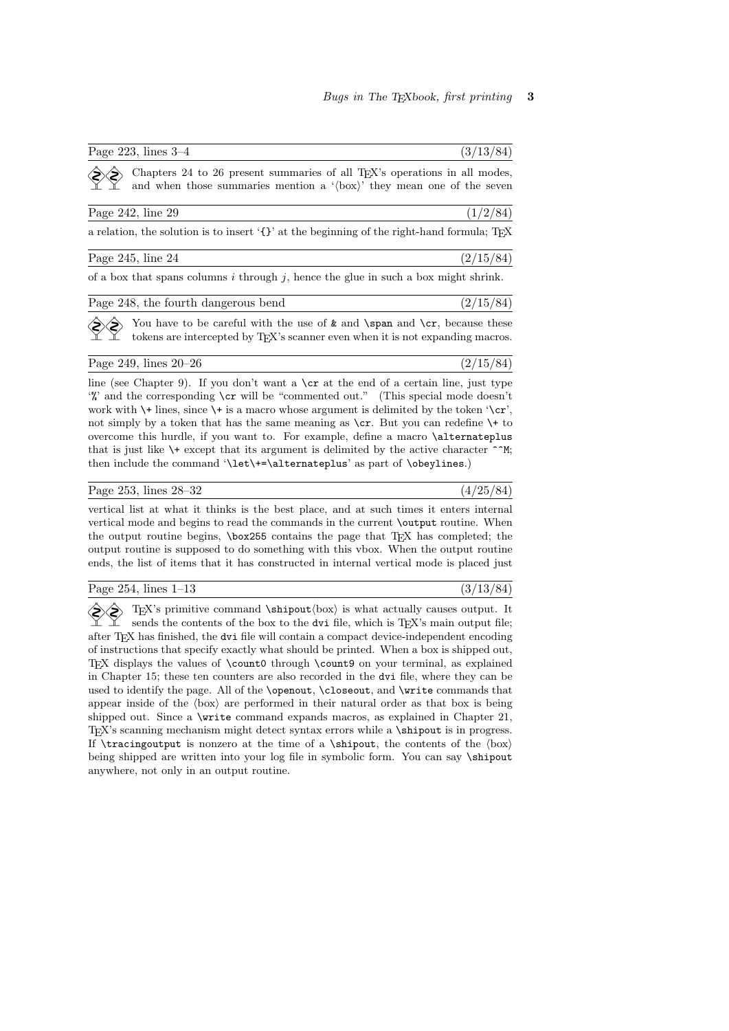Page 223, lines 3–4 (3/13/84)

Chapters 24 to 26 present summaries of all TEX's operations in all modes, and when those summaries mention a '⟨box⟩' they mean one of the seven

Page 242, line 29 (1/2/84)

a relation, the solution is to insert '{}' at the beginning of the right-hand formula; TEX

Page 245, line 24 (2/15/84)

of a box that spans columns $i$ through $j$, hence the glue in such a box might shrink.

Page 248, the fourth dangerous bend (2/15/84)

You have to be careful with the use of `&` and `\span` and `\cr`, because these tokens are intercepted by TEX's scanner even when it is not expanding macros.

Page 249, lines 20–26 (2/15/84)

line (see Chapter 9). If you don't want a `\cr` at the end of a certain line, just type '`%`' and the corresponding `\cr` will be "commented out." (This special mode doesn't work with `\+` lines, since `\+` is a macro whose argument is delimited by the token '`\cr`', not simply by a token that has the same meaning as `\cr`. But you can redefine `\+` to overcome this hurdle, if you want to. For example, define a macro `\alternateplus` that is just like `\+` except that its argument is delimited by the active character `^^M`; then include the command '`\let\+=\alternateplus`' as part of `\obeylines`.)

Page 253, lines 28–32 (4/25/84)

vertical list at what it thinks is the best place, and at such times it enters internal vertical mode and begins to read the commands in the current `\output` routine. When the output routine begins, `\box255` contains the page that TEX has completed; the output routine is supposed to do something with this vbox. When the output routine ends, the list of items that it has constructed in internal vertical mode is placed just

Page 254, lines 1–13 (3/13/84)

TEX's primitive command `\shipout`⟨box⟩ is what actually causes output. It sends the contents of the box to the `dvi` file, which is TEX's main output file; after TEX has finished, the `dvi` file will contain a compact device-independent encoding of instructions that specify exactly what should be printed. When a box is shipped out, TEX displays the values of `\count0` through `\count9` on your terminal, as explained in Chapter 15; these ten counters are also recorded in the `dvi` file, where they can be used to identify the page. All of the `\openout`, `\closeout`, and `\write` commands that appear inside of the ⟨box⟩ are performed in their natural order as that box is being shipped out. Since a `\write` command expands macros, as explained in Chapter 21, TEX's scanning mechanism might detect syntax errors while a `\shipout` is in progress. If `\tracingoutput` is nonzero at the time of a `\shipout`, the contents of the ⟨box⟩ being shipped are written into your log file in symbolic form. You can say `\shipout` anywhere, not only in an output routine.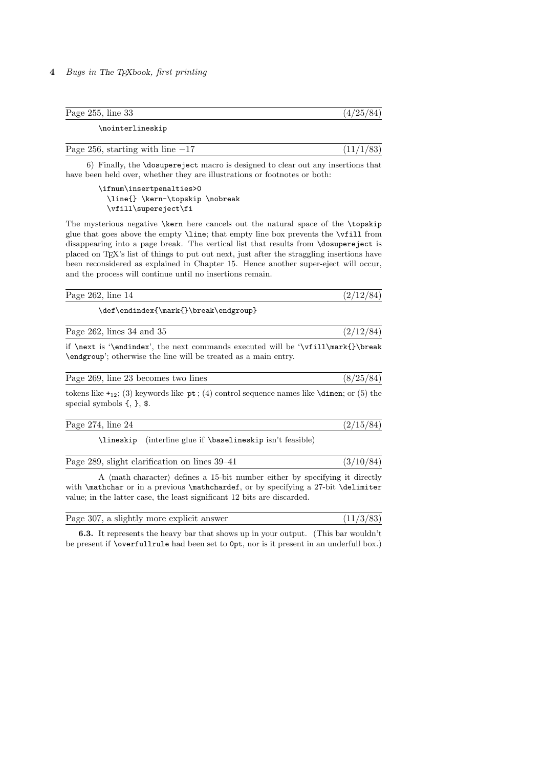Page 255, line 33 (4/25/84)

```
\nointerlineskip
```

Page 256, starting with line −17 (11/1/83)

6) Finally, the `\dosupereject` macro is designed to clear out any insertions that have been held over, whether they are illustrations or footnotes or both:

```
\ifnum\insertpenalties>0
  \line{} \kern-\topskip \nobreak
  \vfill\supereject\fi
```

The mysterious negative `\kern` here cancels out the natural space of the `\topskip` glue that goes above the empty `\line`; that empty line box prevents the `\vfill` from disappearing into a page break. The vertical list that results from `\dosupereject` is placed on TEX's list of things to put out next, just after the straggling insertions have been reconsidered as explained in Chapter 15. Hence another super-eject will occur, and the process will continue until no insertions remain.

Page 262, line 14 (2/12/84)

```
\def\endindex{\mark{}\break\endgroup}
```

Page 262, lines 34 and 35 (2/12/84)

if `\next` is '`\endindex`', the next commands executed will be '`\vfill\mark{}\break \endgroup`'; otherwise the line will be treated as a main entry.

Page 269, line 23 becomes two lines (8/25/84)

tokens like $+_{12}$; (3) keywords like `pt`; (4) control sequence names like `\dimen`; or (5) the special symbols `{`, `}`, `$`.

Page 274, line 24 (2/15/84)

`\lineskip` (interline glue if `\baselineskip` isn't feasible)

Page 289, slight clarification on lines 39–41 (3/10/84)

A ⟨math character⟩ defines a 15-bit number either by specifying it directly with `\mathchar` or in a previous `\mathchardef`, or by specifying a 27-bit `\delimiter` value; in the latter case, the least significant 12 bits are discarded.

Page 307, a slightly more explicit answer (11/3/83)

**6.3.** It represents the heavy bar that shows up in your output. (This bar wouldn't be present if `\overfullrule` had been set to `0pt`, nor is it present in an underfull box.)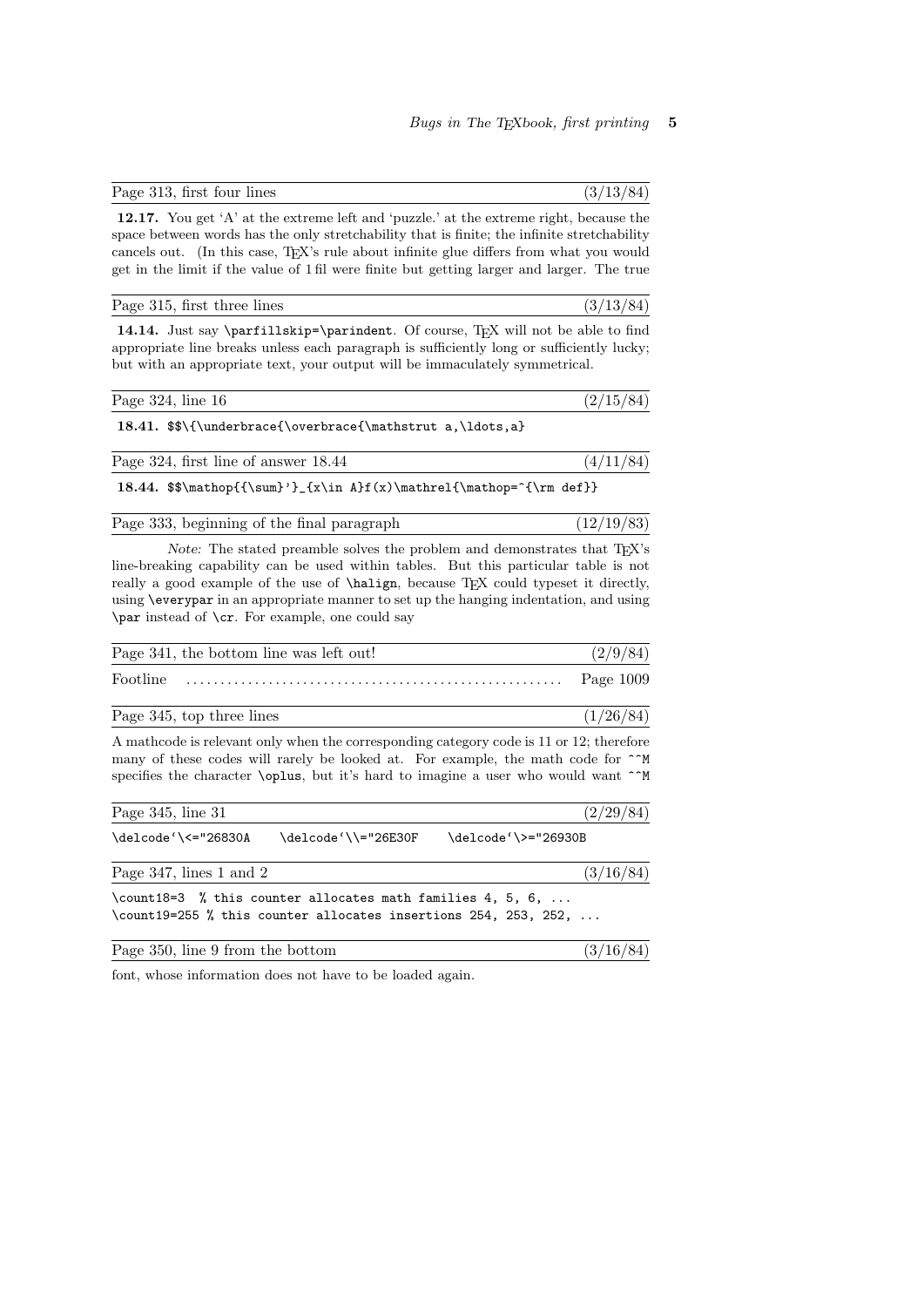Page 313, first four lines (3/13/84)

**12.17.** You get 'A' at the extreme left and 'puzzle.' at the extreme right, because the space between words has the only stretchability that is finite; the infinite stretchability cancels out. (In this case, TeX's rule about infinite glue differs from what you would get in the limit if the value of 1 fil were finite but getting larger and larger. The true

Page 315, first three lines (3/13/84)

**14.14.** Just say `\parfillskip=\parindent`. Of course, TeX will not be able to find appropriate line breaks unless each paragraph is sufficiently long or sufficiently lucky; but with an appropriate text, your output will be immaculately symmetrical.

Page 324, line 16 (2/15/84)

**18.41.** `$$\{\underbrace{\overbrace{\mathstrut a,\ldots,a}`

Page 324, first line of answer 18.44 (4/11/84)

**18.44.** `$$\mathop{{\sum}'}_{x\in A}f(x)\mathrel{\mathop=^{\rm def}}`

Page 333, beginning of the final paragraph (12/19/83)

*Note:* The stated preamble solves the problem and demonstrates that TeX's line-breaking capability can be used within tables. But this particular table is not really a good example of the use of `\halign`, because TeX could typeset it directly, using `\everypar` in an appropriate manner to set up the hanging indentation, and using `\par` instead of `\cr`. For example, one could say

Page 341, the bottom line was left out! (2/9/84)

Footline ........................................................ Page 1009

Page 345, top three lines (1/26/84)

A mathcode is relevant only when the corresponding category code is 11 or 12; therefore many of these codes will rarely be looked at. For example, the math code for `^^M` specifies the character `\oplus`, but it's hard to imagine a user who would want `^^M`

Page 345, line 31 (2/29/84)

```
\delcode`\<="26830A    \delcode`\\="26E30F    \delcode`\>="26930B
```

Page 347, lines 1 and 2 (3/16/84)

```
\count18=3  % this counter allocates math families 4, 5, 6, ...
\count19=255 % this counter allocates insertions 254, 253, 252, ...
```

Page 350, line 9 from the bottom (3/16/84)

font, whose information does not have to be loaded again.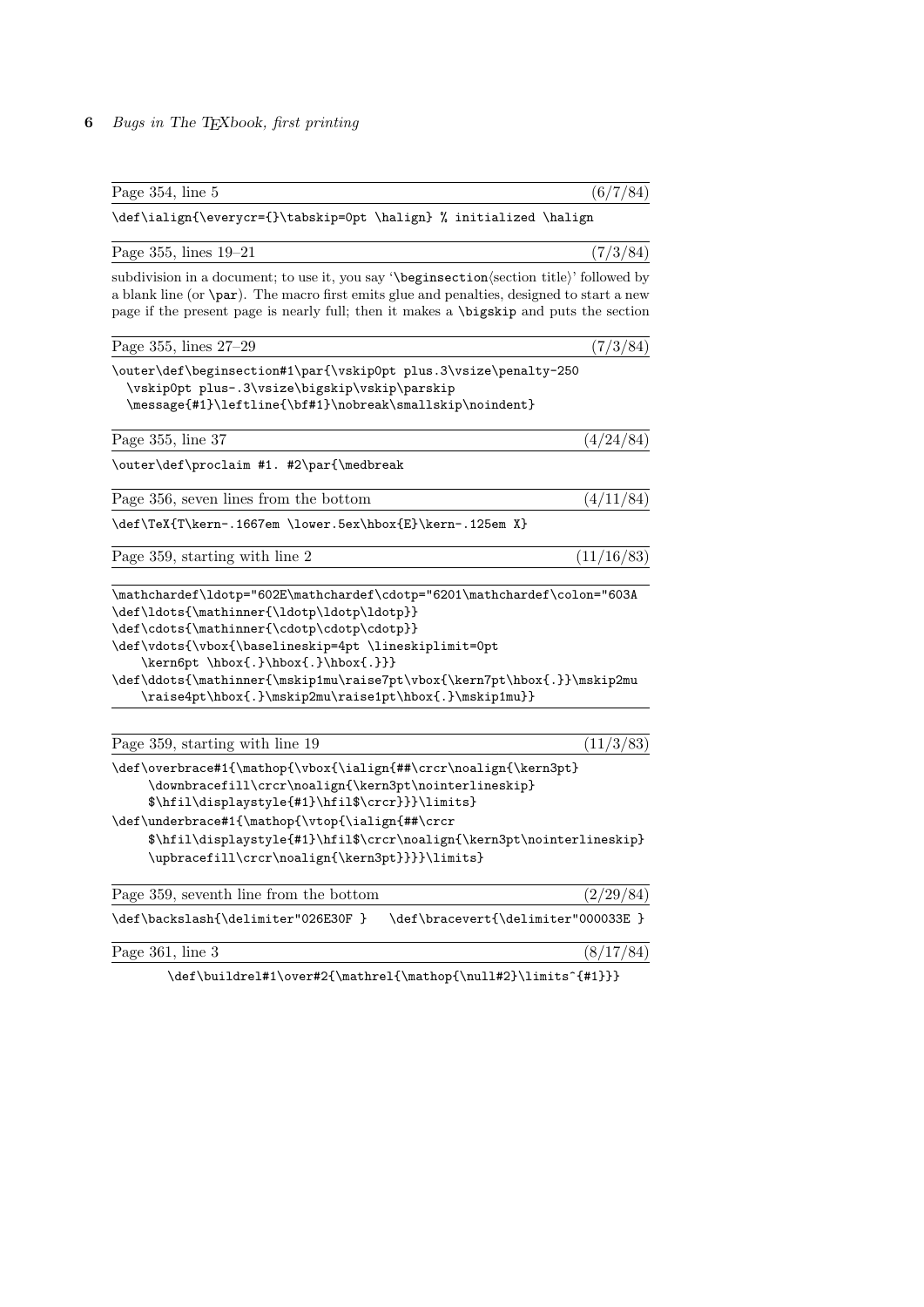Page 354, line 5 (6/7/84)

```
\def\ialign{\everycr={}\tabskip=0pt \halign} % initialized \halign
```

Page 355, lines 19–21 (7/3/84)

subdivision in a document; to use it, you say '\beginsection⟨section title⟩' followed by a blank line (or \par). The macro first emits glue and penalties, designed to start a new page if the present page is nearly full; then it makes a \bigskip and puts the section

Page 355, lines 27–29 (7/3/84)

```
\outer\def\beginsection#1\par{\vskip0pt plus.3\vsize\penalty-250
  \vskip0pt plus-.3\vsize\bigskip\vskip\parskip
  \message{#1}\leftline{\bf#1}\nobreak\smallskip\noindent}
```

Page 355, line 37 (4/24/84)

```
\outer\def\proclaim #1. #2\par{\medbreak
```

Page 356, seven lines from the bottom (4/11/84)

```
\def\TeX{T\kern-.1667em \lower.5ex\hbox{E}\kern-.125em X}
```

Page 359, starting with line 2 (11/16/83)

```
\mathchardef\ldotp="602E\mathchardef\cdotp="6201\mathchardef\colon="603A
\def\ldots{\mathinner{\ldotp\ldotp\ldotp}}
\def\cdots{\mathinner{\cdotp\cdotp\cdotp}}
\def\vdots{\vbox{\baselineskip=4pt \lineskiplimit=0pt
    \kern6pt \hbox{.}\hbox{.}\hbox{.}}}
\def\ddots{\mathinner{\mskip1mu\raise7pt\vbox{\kern7pt\hbox{.}}\mskip2mu
    \raise4pt\hbox{.}\mskip2mu\raise1pt\hbox{.}\mskip1mu}}
```

Page 359, starting with line 19 (11/3/83)

```
\def\overbrace#1{\mathop{\vbox{\ialign{##\crcr\noalign{\kern3pt}
     \downbracefill\crcr\noalign{\kern3pt\nointerlineskip}
     $\hfil\displaystyle{#1}\hfil$\crcr}}}\limits}
\def\underbrace#1{\mathop{\vtop{\ialign{##\crcr
     $\hfil\displaystyle{#1}\hfil$\crcr\noalign{\kern3pt\nointerlineskip}
     \upbracefill\crcr\noalign{\kern3pt}}}}\limits}
```

Page 359, seventh line from the bottom (2/29/84)

```
\def\backslash{\delimiter"026E30F }   \def\bracevert{\delimiter"000033E }
```

Page 361, line 3 (8/17/84)

```
\def\buildrel#1\over#2{\mathrel{\mathop{\null#2}\limits^{#1}}}
```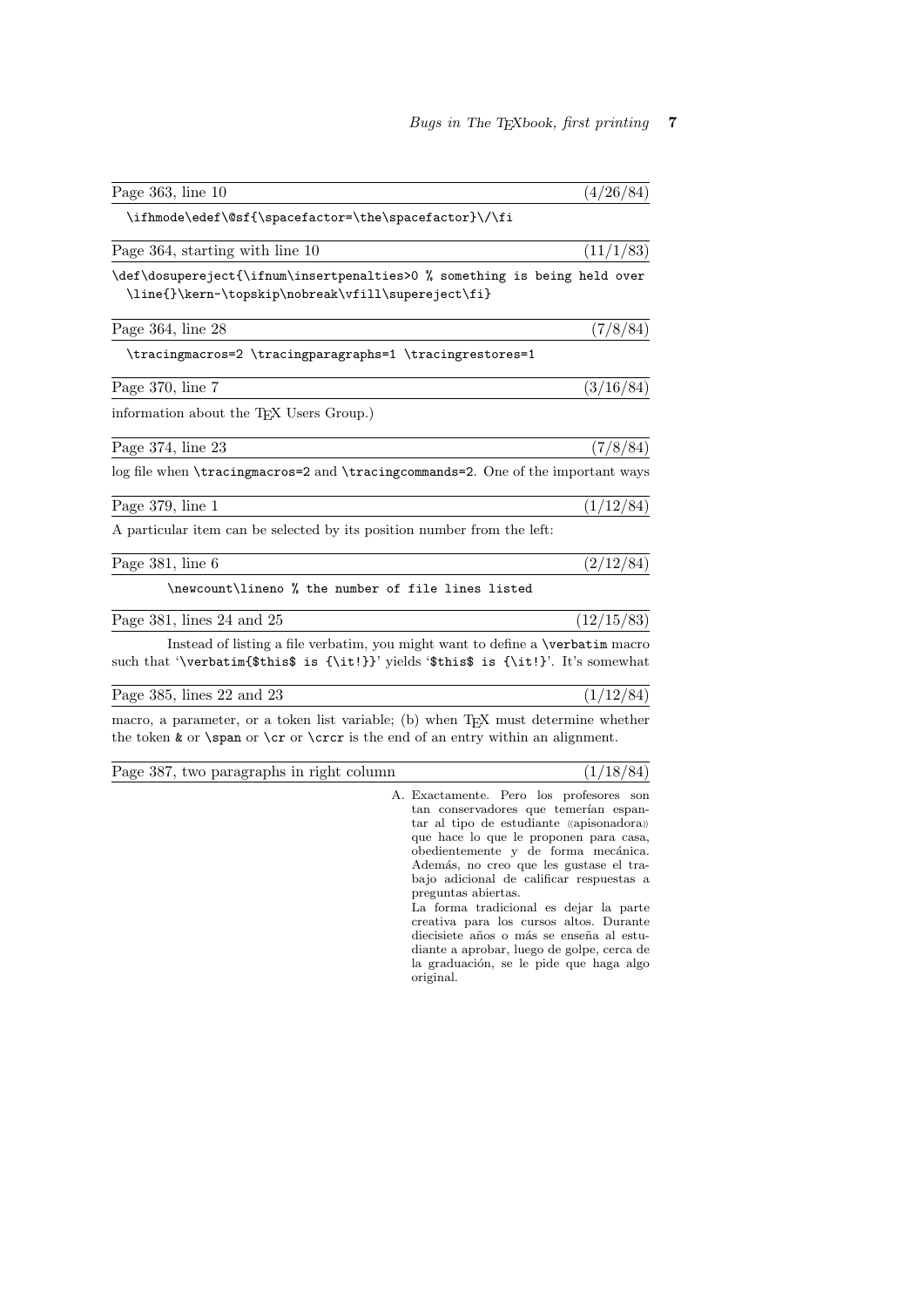Page 363, line 10 (4/26/84)

```
\ifhmode\edef\@sf{\spacefactor=\the\spacefactor}\/\fi
```

Page 364, starting with line 10 (11/1/83)

```
\def\dosupereject{\ifnum\insertpenalties>0 % something is being held over
  \line{}\kern-\topskip\nobreak\vfill\supereject\fi}
```

Page 364, line 28 (7/8/84)

```
\tracingmacros=2 \tracingparagraphs=1 \tracingrestores=1
```

Page 370, line 7 (3/16/84)

information about the TeX Users Group.)

Page 374, line 23 (7/8/84)

log file when `\tracingmacros=2` and `\tracingcommands=2`. One of the important ways

Page 379, line 1 (1/12/84)

A particular item can be selected by its position number from the left:

Page 381, line 6 (2/12/84)

```
\newcount\lineno % the number of file lines listed
```

Page 381, lines 24 and 25 (12/15/83)

Instead of listing a file verbatim, you might want to define a `\verbatim` macro such that '`\verbatim{$this$ is {\it!}}`' yields '`$this$ is {\it!}`'. It's somewhat

Page 385, lines 22 and 23 (1/12/84)

macro, a parameter, or a token list variable; (b) when TeX must determine whether the token `&` or `\span` or `\cr` or `\crcr` is the end of an entry within an alignment.

Page 387, two paragraphs in right column (1/18/84)

A. Exactamente. Pero los profesores son tan conservadores que temerían espantar al tipo de estudiante «apisonadora» que hace lo que le proponen para casa, obedientemente y de forma mecánica. Además, no creo que les gustase el trabajo adicional de calificar respuestas a preguntas abiertas.

La forma tradicional es dejar la parte creativa para los cursos altos. Durante diecisiete años o más se enseña al estudiante a aprobar, luego de golpe, cerca de la graduación, se le pide que haga algo original.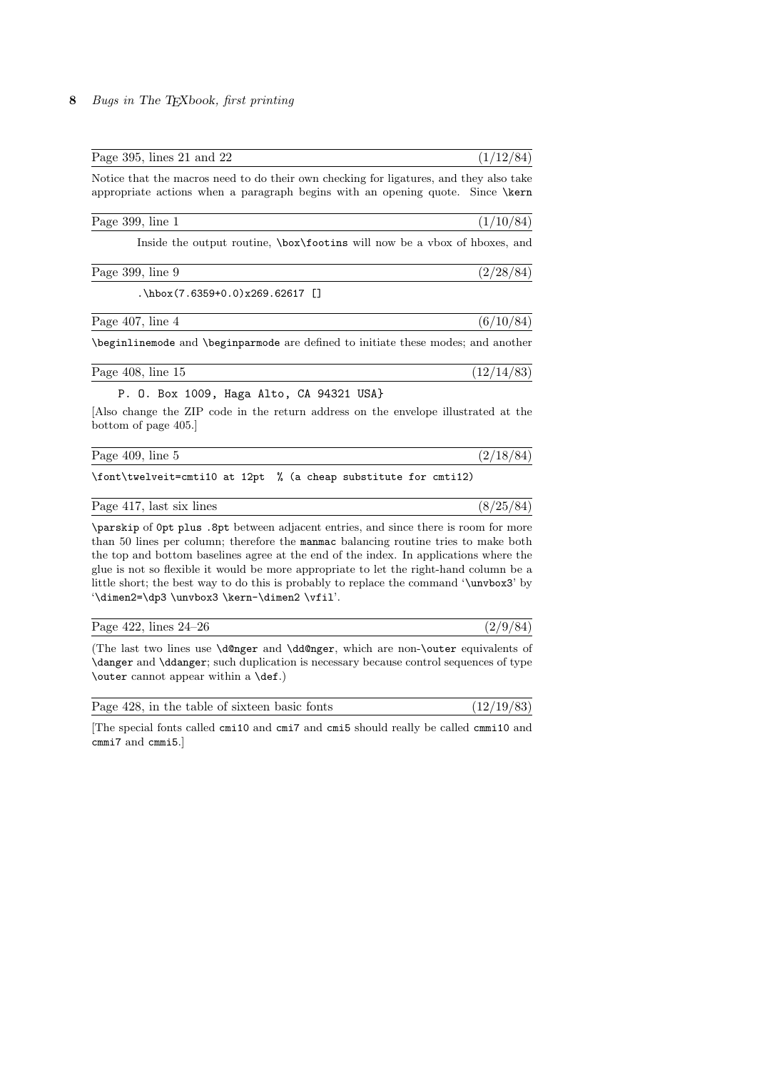Page 395, lines 21 and 22 (1/12/84)

Notice that the macros need to do their own checking for ligatures, and they also take appropriate actions when a paragraph begins with an opening quote. Since `\kern`

Page 399, line 1 (1/10/84)

Inside the output routine, `\box\footins` will now be a vbox of hboxes, and

Page 399, line 9 (2/28/84)

```
.\hbox(7.6359+0.0)x269.62617 []
```

Page 407, line 4 (6/10/84)

`\beginlinemode` and `\beginparmode` are defined to initiate these modes; and another

Page 408, line 15 (12/14/83)

```
P. O. Box 1009, Haga Alto, CA 94321 USA}
```

[Also change the ZIP code in the return address on the envelope illustrated at the bottom of page 405.]

Page 409, line 5 (2/18/84)

```
\font\twelveit=cmti10 at 12pt  % (a cheap substitute for cmti12)
```

Page 417, last six lines (8/25/84)

`\parskip` of `0pt plus .8pt` between adjacent entries, and since there is room for more than 50 lines per column; therefore the `manmac` balancing routine tries to make both the top and bottom baselines agree at the end of the index. In applications where the glue is not so flexible it would be more appropriate to let the right-hand column be a little short; the best way to do this is probably to replace the command '`\unvbox3`' by '`\dimen2=\dp3 \unvbox3 \kern-\dimen2 \vfil`'.

Page 422, lines 24–26 (2/9/84)

(The last two lines use `\d@nger` and `\dd@nger`, which are non-`\outer` equivalents of `\danger` and `\ddanger`; such duplication is necessary because control sequences of type `\outer` cannot appear within a `\def`.)

Page 428, in the table of sixteen basic fonts (12/19/83)

[The special fonts called `cmi10` and `cmi7` and `cmi5` should really be called `cmmi10` and `cmmi7` and `cmmi5`.]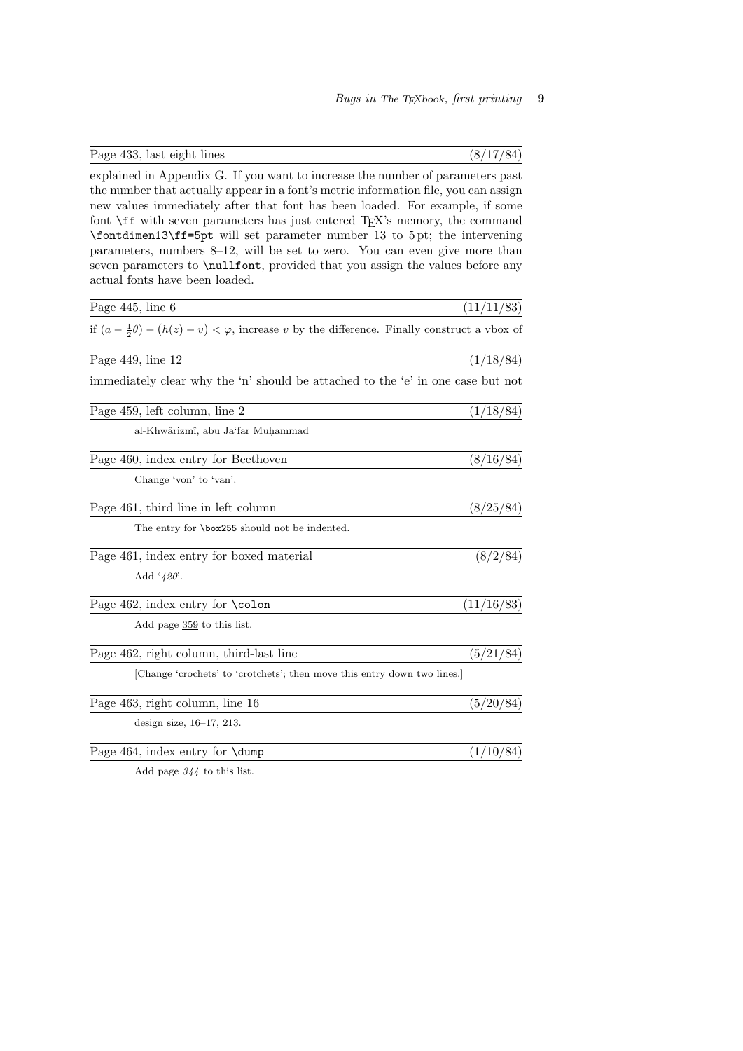Page 433, last eight lines (8/17/84)

explained in Appendix G. If you want to increase the number of parameters past the number that actually appear in a font's metric information file, you can assign new values immediately after that font has been loaded. For example, if some font `\ff` with seven parameters has just entered TeX's memory, the command `\fontdimen13\ff=5pt` will set parameter number 13 to 5 pt; the intervening parameters, numbers 8–12, will be set to zero. You can even give more than seven parameters to `\nullfont`, provided that you assign the values before any actual fonts have been loaded.

Page 445, line 6 (11/11/83)

if $(a - \frac{1}{2}\theta) - \bigl(h(z) - v\bigr) < \varphi$, increase $v$ by the difference. Finally construct a vbox of

Page 449, line 12 (1/18/84)

immediately clear why the 'n' should be attached to the 'e' in one case but not

Page 459, left column, line 2 (1/18/84)

al-Khwârizmî, abu Ja'far Muḥammad

Page 460, index entry for Beethoven (8/16/84)

Change 'von' to 'van'.

Page 461, third line in left column (8/25/84)

The entry for `\box255` should not be indented.

Page 461, index entry for boxed material (8/2/84)

Add '*420*'.

Page 462, index entry for `\colon` (11/16/83)

Add page 359 to this list.

Page 462, right column, third-last line (5/21/84)

[Change 'crochets' to 'crotchets'; then move this entry down two lines.]

Page 463, right column, line 16 (5/20/84)

design size, 16–17, 213.

Page 464, index entry for `\dump` (1/10/84)

Add page *344* to this list.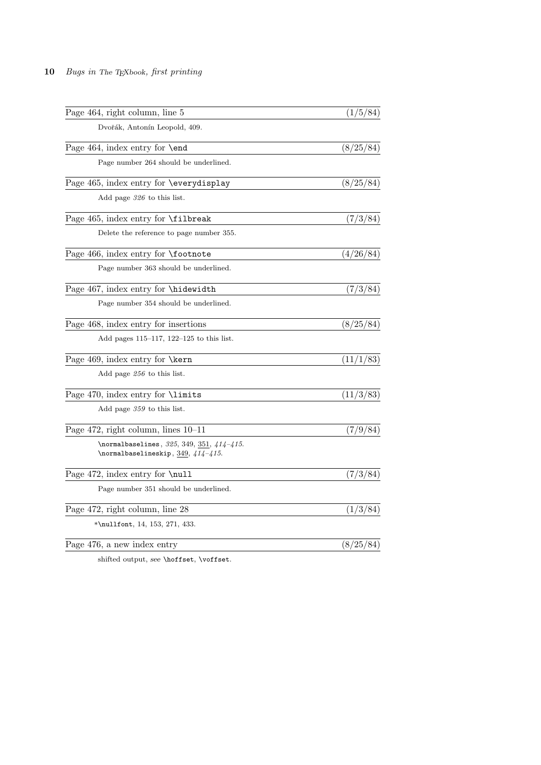Page 464, right column, line 5 (1/5/84)

Dvořák, Antonín Leopold, 409.

Page 464, index entry for `\end` (8/25/84)

Page number 264 should be underlined.

Page 465, index entry for `\everydisplay` (8/25/84)

Add page *326* to this list.

Page 465, index entry for `\filbreak` (7/3/84)

Delete the reference to page number 355.

Page 466, index entry for `\footnote` (4/26/84)

Page number 363 should be underlined.

Page 467, index entry for `\hidewidth` (7/3/84)

Page number 354 should be underlined.

Page 468, index entry for insertions (8/25/84)

Add pages 115–117, 122–125 to this list.

Page 469, index entry for `\kern` (11/1/83)

Add page *256* to this list.

Page 470, index entry for `\limits` (11/3/83)

Add page *359* to this list.

Page 472, right column, lines 10–11 (7/9/84)

`\normalbaselines`, *325*, 349, <u>351</u>, *414–415*.
`\normalbaselineskip`, <u>349</u>, *414–415*.

Page 472, index entry for `\null` (7/3/84)

Page number 351 should be underlined.

Page 472, right column, line 28 (1/3/84)

*`\nullfont`, 14, 153, 271, 433.

Page 476, a new index entry (8/25/84)

shifted output, *see* `\hoffset`, `\voffset`.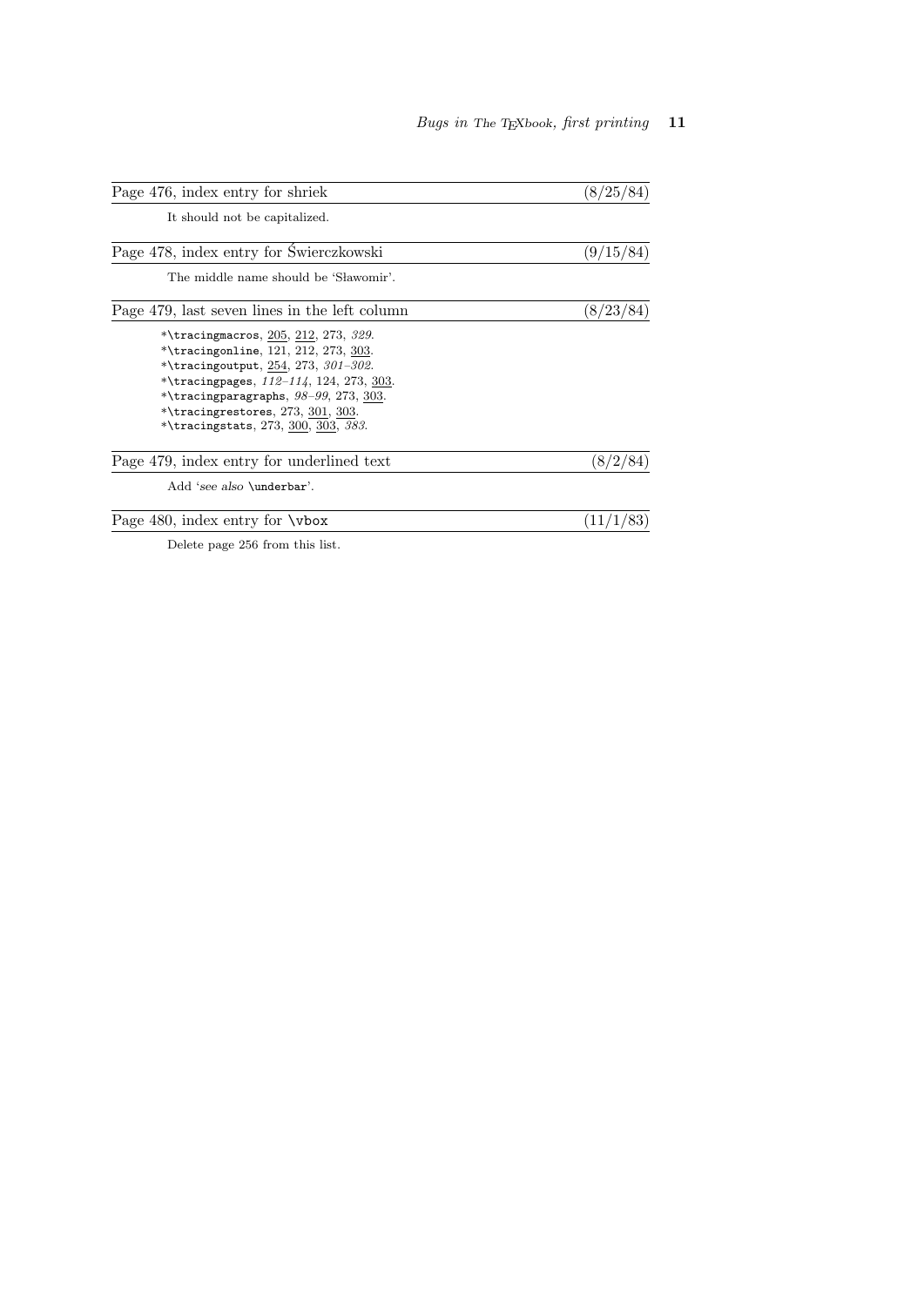Page 476, index entry for shriek (8/25/84)

It should not be capitalized.

Page 478, index entry for Świerczkowski (9/15/84)

The middle name should be 'Sławomir'.

Page 479, last seven lines in the left column (8/23/84)

*`\tracingmacros`, <u>205</u>, <u>212</u>, 273, *329*.
*`\tracingonline`, 121, 212, 273, <u>303</u>.
*`\tracingoutput`, <u>254</u>, 273, *301–302*.
*`\tracingpages`, *112–114*, 124, 273, <u>303</u>.
*`\tracingparagraphs`, *98–99*, 273, <u>303</u>.
*`\tracingrestores`, 273, <u>301</u>, <u>303</u>.
*`\tracingstats`, 273, <u>300</u>, <u>303</u>, *383*.

Page 479, index entry for underlined text (8/2/84)

Add '*see also* `\underbar`'.

Page 480, index entry for `\vbox` (11/1/83)

Delete page 256 from this list.